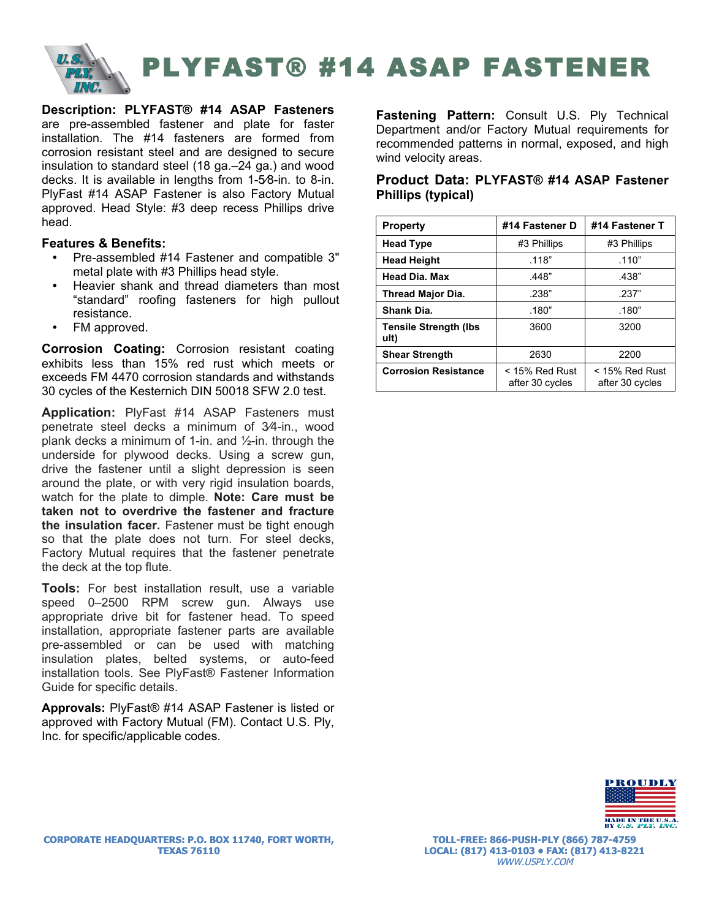# PLYFAST® #14 ASAP FASTENER

**Description: PLYFAST® #14 ASAP Fasteners** are pre-assembled fastener and plate for faster installation. The #14 fasteners are formed from corrosion resistant steel and are designed to secure insulation to standard steel (18 ga.–24 ga.) and wood decks. It is available in lengths from 1-5⁄8-in. to 8-in. PlyFast #14 ASAP Fastener is also Factory Mutual approved. Head Style: #3 deep recess Phillips drive head.

### Features & Benefits:

- Pre-assembled #14 Fastener and compatible 3" metal plate with #3 Phillips head style.
- Heavier shank and thread diameters than most "standard" roofing fasteners for high pullout resistance.
- FM approved.

**Corrosion Coating:** Corrosion resistant coating exhibits less than 15% red rust which meets or exceeds FM 4470 corrosion standards and withstands 30 cycles of the Kesternich DIN 50018 SFW 2.0 test.

**Application:** PlyFast #14 ASAP Fasteners must penetrate steel decks a minimum of 3⁄4-in., wood plank decks a minimum of 1-in. and ½-in. through the underside for plywood decks. Using a screw gun, drive the fastener until a slight depression is seen around the plate, or with very rigid insulation boards, watch for the plate to dimple. **Note: Care must be taken not to overdrive the fastener and fracture the insulation facer.** Fastener must be tight enough so that the plate does not turn. For steel decks, Factory Mutual requires that the fastener penetrate the deck at the top flute.

**Tools:** For best installation result, use a variable speed 0–2500 RPM screw gun. Always use appropriate drive bit for fastener head. To speed installation, appropriate fastener parts are available pre-assembled or can be used with matching insulation plates, belted systems, or auto-feed installation tools. See PlyFast® Fastener Information Guide for specific details.

**Approvals:** PlyFast® #14 ASAP Fastener is listed or approved with Factory Mutual (FM). Contact U.S. Ply, Inc. for specific/applicable codes.

**Fastening Pattern:** Consult U.S. Ply Technical Department and/or Factory Mutual requirements for recommended patterns in normal, exposed, and high wind velocity areas.

### Product Data: PLYFAST® #14 ASAP Fastener Phillips (typical)

| Property | #14 Fastener D | #14 Fastener T |
|---|---|---|
| Head Type | #3 Phillips | #3 Phillips |
| Head Height | .118" | .110" |
| Head Dia. Max | .448" | .438" |
| Thread Major Dia. | .238" | .237" |
| Shank Dia. | .180" | .180" |
| Tensile Strength (lbs ult) | 3600 | 3200 |
| Shear Strength | 2630 | 2200 |
| Corrosion Resistance | < 15% Red Rust after 30 cycles | < 15% Red Rust after 30 cycles |

PROUDLY MADE IN THE U.S.A. BY U.S. PLY, INC.

CORPORATE HEADQUARTERS: P.O. BOX 11740, FORT WORTH, TEXAS 76110

TOLL-FREE: 866-PUSH-PLY (866) 787-4759
LOCAL: (817) 413-0103 • FAX: (817) 413-8221
WWW.USPLY.COM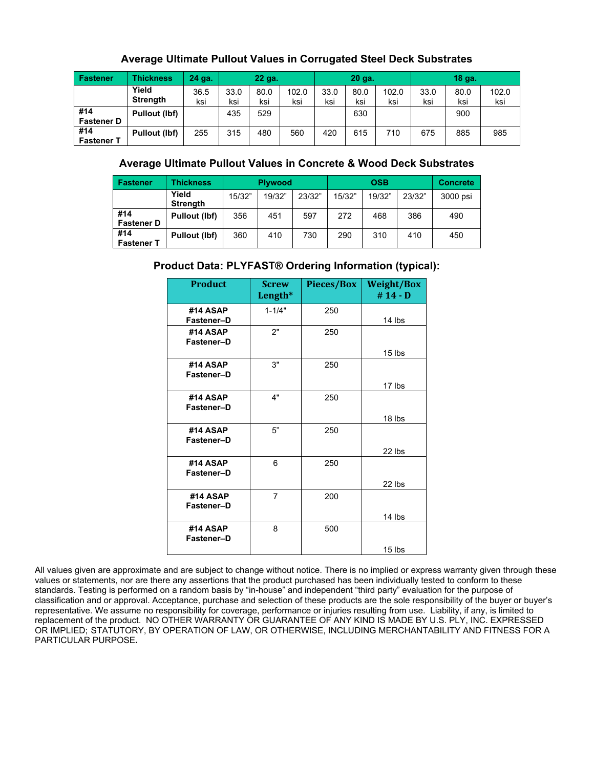### Average Ultimate Pullout Values in Corrugated Steel Deck Substrates

| Fastener | Thickness | 24 ga. | 22 ga. | | | 20 ga. | | | 18 ga. | | |
|---|---|---|---|---|---|---|---|---|---|---|---|
| | Yield Strength | 36.5 ksi | 33.0 ksi | 80.0 ksi | 102.0 ksi | 33.0 ksi | 80.0 ksi | 102.0 ksi | 33.0 ksi | 80.0 ksi | 102.0 ksi |
| #14 Fastener D | Pullout (lbf) | | 435 | 529 | | | 630 | | | 900 | |
| #14 Fastener T | Pullout (lbf) | 255 | 315 | 480 | 560 | 420 | 615 | 710 | 675 | 885 | 985 |

### Average Ultimate Pullout Values in Concrete & Wood Deck Substrates

| Fastener | Thickness | Plywood | | | OSB | | | Concrete |
|---|---|---|---|---|---|---|---|---|
| | Yield Strength | 15/32" | 19/32" | 23/32" | 15/32" | 19/32" | 23/32" | 3000 psi |
| #14 Fastener D | Pullout (lbf) | 356 | 451 | 597 | 272 | 468 | 386 | 490 |
| #14 Fastener T | Pullout (lbf) | 360 | 410 | 730 | 290 | 310 | 410 | 450 |

### Product Data: PLYFAST® Ordering Information (typical):

| Product | Screw Length* | Pieces/Box | Weight/Box # 14 - D |
|---|---|---|---|
| #14 ASAP Fastener–D | 1-1/4" | 250 | 14 lbs |
| #14 ASAP Fastener–D | 2" | 250 | 15 lbs |
| #14 ASAP Fastener–D | 3" | 250 | 17 lbs |
| #14 ASAP Fastener–D | 4" | 250 | 18 lbs |
| #14 ASAP Fastener–D | 5" | 250 | 22 lbs |
| #14 ASAP Fastener–D | 6 | 250 | 22 lbs |
| #14 ASAP Fastener–D | 7 | 200 | 14 lbs |
| #14 ASAP Fastener–D | 8 | 500 | 15 lbs |

All values given are approximate and are subject to change without notice. There is no implied or express warranty given through these values or statements, nor are there any assertions that the product purchased has been individually tested to conform to these standards. Testing is performed on a random basis by "in-house" and independent "third party" evaluation for the purpose of classification and or approval. Acceptance, purchase and selection of these products are the sole responsibility of the buyer or buyer's representative. We assume no responsibility for coverage, performance or injuries resulting from use. Liability, if any, is limited to replacement of the product. NO OTHER WARRANTY OR GUARANTEE OF ANY KIND IS MADE BY U.S. PLY, INC. EXPRESSED OR IMPLIED; STATUTORY, BY OPERATION OF LAW, OR OTHERWISE, INCLUDING MERCHANTABILITY AND FITNESS FOR A PARTICULAR PURPOSE**.**